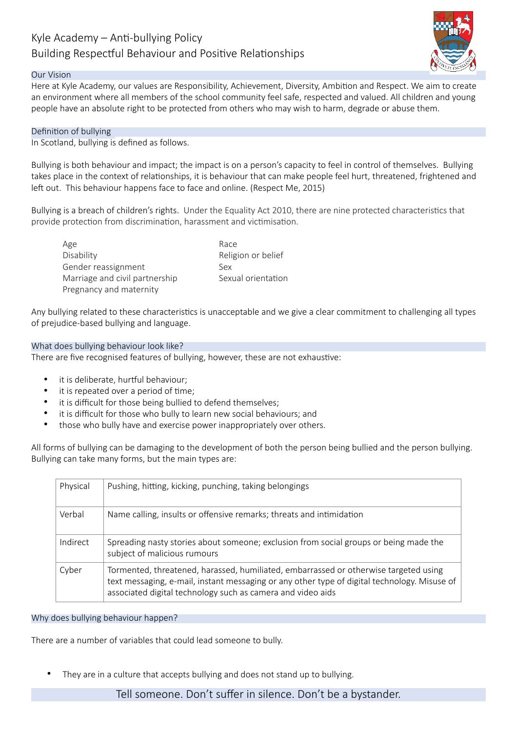# Kyle Academy – Anti-bullying Policy
## Building Respectful Behaviour and Positive Relationships

### Our Vision

Here at Kyle Academy, our values are Responsibility, Achievement, Diversity, Ambition and Respect. We aim to create an environment where all members of the school community feel safe, respected and valued. All children and young people have an absolute right to be protected from others who may wish to harm, degrade or abuse them.

### Definition of bullying

In Scotland, bullying is defined as follows.

Bullying is both behaviour and impact; the impact is on a person's capacity to feel in control of themselves. Bullying takes place in the context of relationships, it is behaviour that can make people feel hurt, threatened, frightened and left out. This behaviour happens face to face and online. (Respect Me, 2015)

Bullying is a breach of children's rights. Under the Equality Act 2010, there are nine protected characteristics that provide protection from discrimination, harassment and victimisation.

- Age
- Disability
- Gender reassignment
- Marriage and civil partnership
- Pregnancy and maternity
- Race
- Religion or belief
- Sex
- Sexual orientation

Any bullying related to these characteristics is unacceptable and we give a clear commitment to challenging all types of prejudice-based bullying and language.

### What does bullying behaviour look like?

There are five recognised features of bullying, however, these are not exhaustive:

- it is deliberate, hurtful behaviour;
- it is repeated over a period of time;
- it is difficult for those being bullied to defend themselves;
- it is difficult for those who bully to learn new social behaviours; and
- those who bully have and exercise power inappropriately over others.

All forms of bullying can be damaging to the development of both the person being bullied and the person bullying. Bullying can take many forms, but the main types are:

| | |
|---|---|
| Physical | Pushing, hitting, kicking, punching, taking belongings |
| Verbal | Name calling, insults or offensive remarks; threats and intimidation |
| Indirect | Spreading nasty stories about someone; exclusion from social groups or being made the subject of malicious rumours |
| Cyber | Tormented, threatened, harassed, humiliated, embarrassed or otherwise targeted using text messaging, e-mail, instant messaging or any other type of digital technology. Misuse of associated digital technology such as camera and video aids |

### Why does bullying behaviour happen?

There are a number of variables that could lead someone to bully.

- They are in a culture that accepts bullying and does not stand up to bullying.

Tell someone. Don't suffer in silence. Don't be a bystander.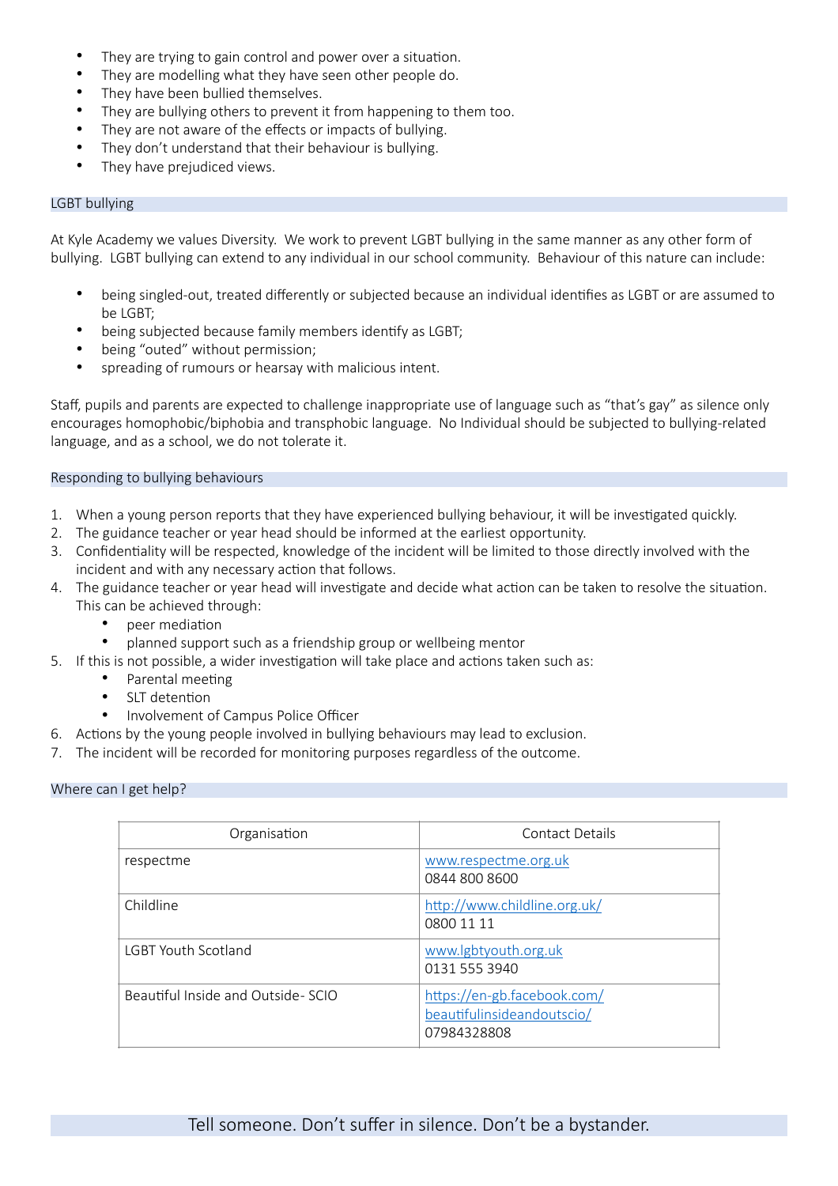- They are trying to gain control and power over a situation.
- They are modelling what they have seen other people do.
- They have been bullied themselves.
- They are bullying others to prevent it from happening to them too.
- They are not aware of the effects or impacts of bullying.
- They don't understand that their behaviour is bullying.
- They have prejudiced views.

## LGBT bullying

At Kyle Academy we values Diversity. We work to prevent LGBT bullying in the same manner as any other form of bullying. LGBT bullying can extend to any individual in our school community. Behaviour of this nature can include:

- being singled-out, treated differently or subjected because an individual identifies as LGBT or are assumed to be LGBT;
- being subjected because family members identify as LGBT;
- being "outed" without permission;
- spreading of rumours or hearsay with malicious intent.

Staff, pupils and parents are expected to challenge inappropriate use of language such as "that's gay" as silence only encourages homophobic/biphobia and transphobic language. No Individual should be subjected to bullying-related language, and as a school, we do not tolerate it.

## Responding to bullying behaviours

1. When a young person reports that they have experienced bullying behaviour, it will be investigated quickly.
2. The guidance teacher or year head should be informed at the earliest opportunity.
3. Confidentiality will be respected, knowledge of the incident will be limited to those directly involved with the incident and with any necessary action that follows.
4. The guidance teacher or year head will investigate and decide what action can be taken to resolve the situation. This can be achieved through:
   - peer mediation
   - planned support such as a friendship group or wellbeing mentor
5. If this is not possible, a wider investigation will take place and actions taken such as:
   - Parental meeting
   - SLT detention
   - Involvement of Campus Police Officer
6. Actions by the young people involved in bullying behaviours may lead to exclusion.
7. The incident will be recorded for monitoring purposes regardless of the outcome.

## Where can I get help?

| Organisation | Contact Details |
|---|---|
| respectme | www.respectme.org.uk<br>0844 800 8600 |
| Childline | http://www.childline.org.uk/<br>0800 11 11 |
| LGBT Youth Scotland | www.lgbtyouth.org.uk<br>0131 555 3940 |
| Beautiful Inside and Outside- SCIO | https://en-gb.facebook.com/beautifulinsideandoutscio/<br>07984328808 |

Tell someone. Don't suffer in silence. Don't be a bystander.